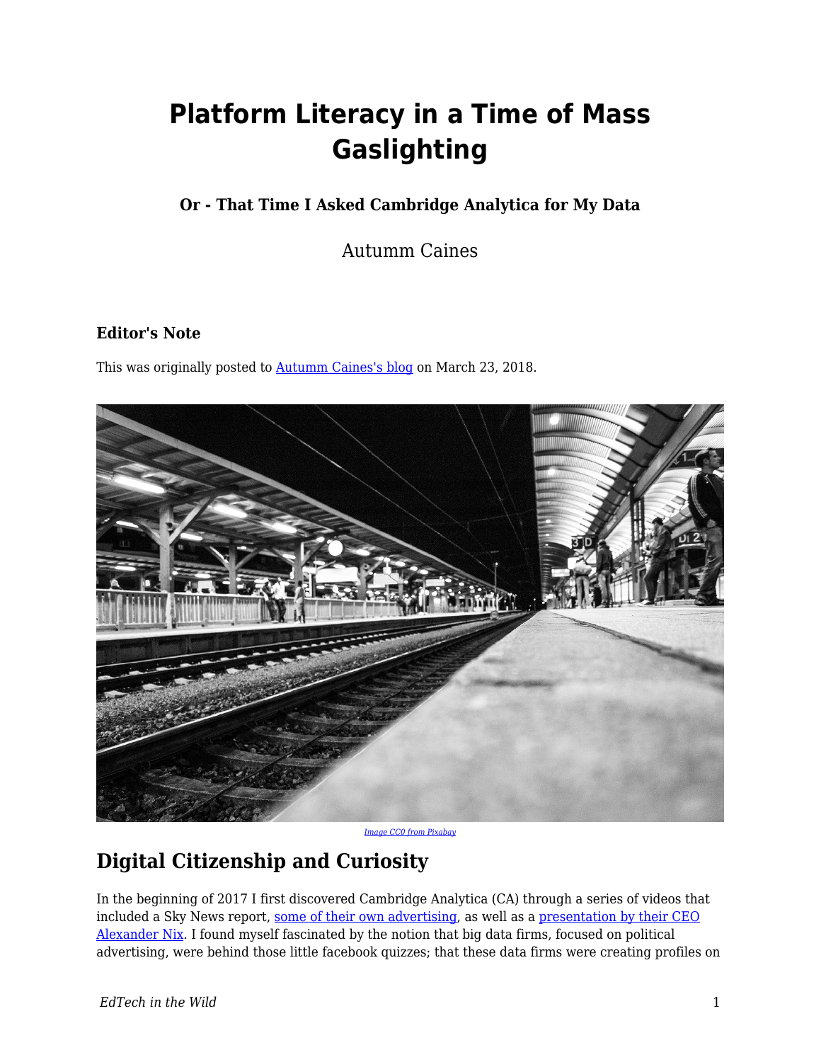# Platform Literacy in a Time of Mass Gaslighting

### Or - That Time I Asked Cambridge Analytica for My Data

Autumm Caines

### Editor's Note

This was originally posted to Autumm Caines's blog on March 23, 2018.

*Image CC0 from Pixabay*

## Digital Citizenship and Curiosity

In the beginning of 2017 I first discovered Cambridge Analytica (CA) through a series of videos that included a Sky News report, some of their own advertising, as well as a presentation by their CEO Alexander Nix. I found myself fascinated by the notion that big data firms, focused on political advertising, were behind those little facebook quizzes; that these data firms were creating profiles on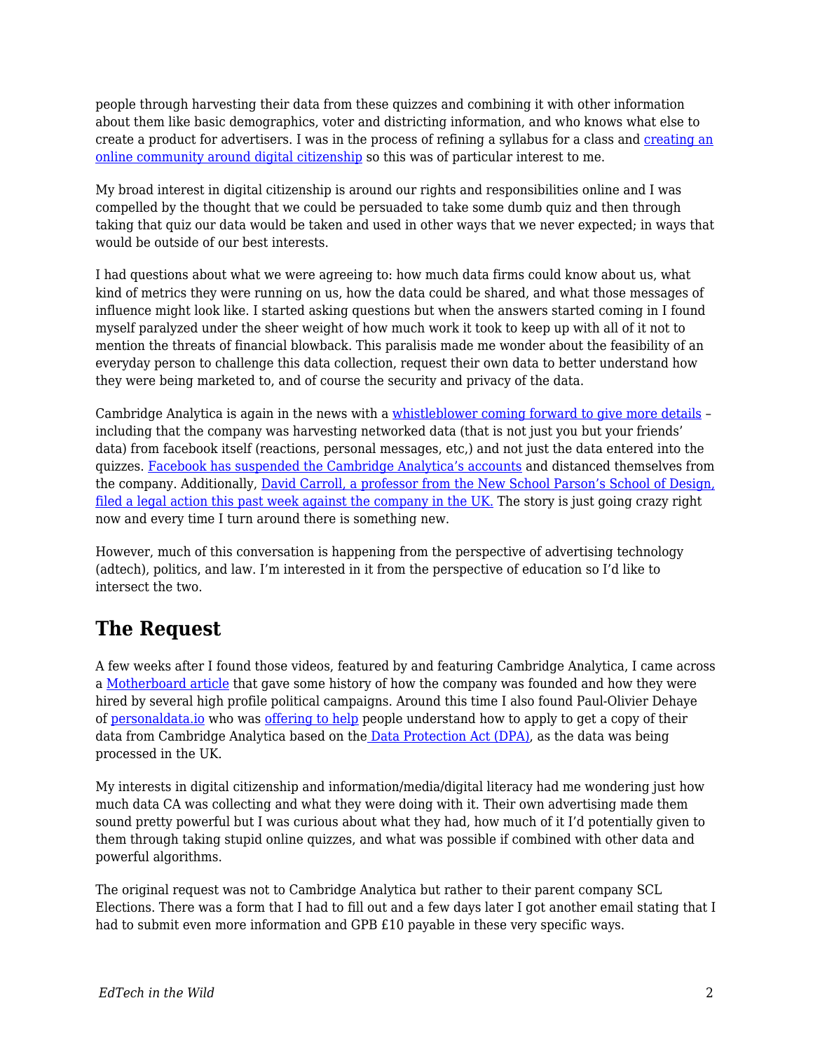people through harvesting their data from these quizzes and combining it with other information about them like basic demographics, voter and districting information, and who knows what else to create a product for advertisers. I was in the process of refining a syllabus for a class and creating an online community around digital citizenship so this was of particular interest to me.

My broad interest in digital citizenship is around our rights and responsibilities online and I was compelled by the thought that we could be persuaded to take some dumb quiz and then through taking that quiz our data would be taken and used in other ways that we never expected; in ways that would be outside of our best interests.

I had questions about what we were agreeing to: how much data firms could know about us, what kind of metrics they were running on us, how the data could be shared, and what those messages of influence might look like. I started asking questions but when the answers started coming in I found myself paralyzed under the sheer weight of how much work it took to keep up with all of it not to mention the threats of financial blowback. This paralisis made me wonder about the feasibility of an everyday person to challenge this data collection, request their own data to better understand how they were being marketed to, and of course the security and privacy of the data.

Cambridge Analytica is again in the news with a whistleblower coming forward to give more details – including that the company was harvesting networked data (that is not just you but your friends' data) from facebook itself (reactions, personal messages, etc,) and not just the data entered into the quizzes. Facebook has suspended the Cambridge Analytica's accounts and distanced themselves from the company. Additionally, David Carroll, a professor from the New School Parson's School of Design, filed a legal action this past week against the company in the UK. The story is just going crazy right now and every time I turn around there is something new.

However, much of this conversation is happening from the perspective of advertising technology (adtech), politics, and law. I'm interested in it from the perspective of education so I'd like to intersect the two.

## The Request

A few weeks after I found those videos, featured by and featuring Cambridge Analytica, I came across a Motherboard article that gave some history of how the company was founded and how they were hired by several high profile political campaigns. Around this time I also found Paul-Olivier Dehaye of personaldata.io who was offering to help people understand how to apply to get a copy of their data from Cambridge Analytica based on the Data Protection Act (DPA), as the data was being processed in the UK.

My interests in digital citizenship and information/media/digital literacy had me wondering just how much data CA was collecting and what they were doing with it. Their own advertising made them sound pretty powerful but I was curious about what they had, how much of it I'd potentially given to them through taking stupid online quizzes, and what was possible if combined with other data and powerful algorithms.

The original request was not to Cambridge Analytica but rather to their parent company SCL Elections. There was a form that I had to fill out and a few days later I got another email stating that I had to submit even more information and GPB £10 payable in these very specific ways.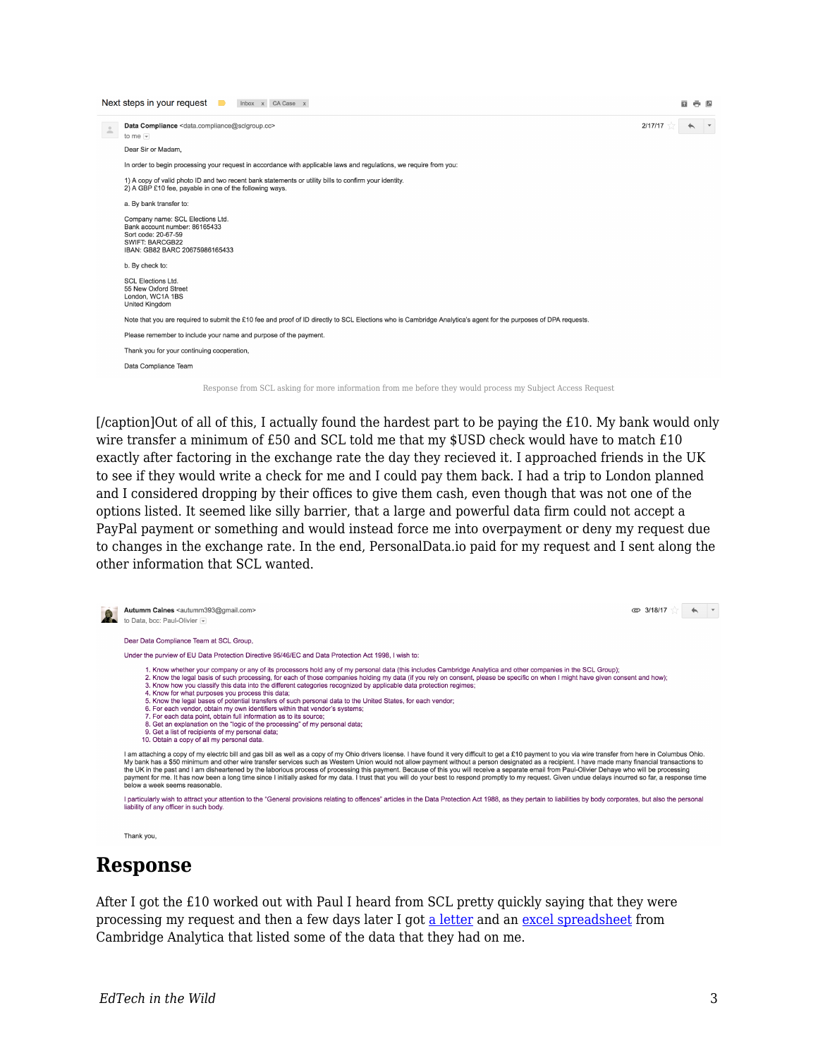Next steps in your request   Inbox x   CA Case x

**Data Compliance** <data.compliance@sclgroup.cc>
to me

2/17/17

Dear Sir or Madam,

In order to begin processing your request in accordance with applicable laws and regulations, we require from you:

1) A copy of valid photo ID and two recent bank statements or utility bills to confirm your identity.
2) A GBP £10 fee, payable in one of the following ways.

a. By bank transfer to:

Company name: SCL Elections Ltd.
Bank account number: 86165433
Sort code: 20-67-59
SWIFT: BARCGB22
IBAN: GB82 BARC 20675986165433

b. By check to:

SCL Elections Ltd.
55 New Oxford Street
London, WC1A 1BS
United Kingdom

Note that you are required to submit the £10 fee and proof of ID directly to SCL Elections who is Cambridge Analytica's agent for the purposes of DPA requests.

Please remember to include your name and purpose of the payment.

Thank you for your continuing cooperation,

Data Compliance Team

Response from SCL asking for more information from me before they would process my Subject Access Request

[/caption]Out of all of this, I actually found the hardest part to be paying the £10. My bank would only wire transfer a minimum of £50 and SCL told me that my $USD check would have to match £10 exactly after factoring in the exchange rate the day they recieved it. I approached friends in the UK to see if they would write a check for me and I could pay them back. I had a trip to London planned and I considered dropping by their offices to give them cash, even though that was not one of the options listed. It seemed like silly barrier, that a large and powerful data firm could not accept a PayPal payment or something and would instead force me into overpayment or deny my request due to changes in the exchange rate. In the end, PersonalData.io paid for my request and I sent along the other information that SCL wanted.

**Autumm Caines** <autumm393@gmail.com>
to Data, bcc: Paul-Olivier

3/18/17

Dear Data Compliance Team at SCL Group,

Under the purview of EU Data Protection Directive 95/46/EC and Data Protection Act 1998, I wish to:

1. Know whether your company or any of its processors hold any of my personal data (this includes Cambridge Analytica and other companies in the SCL Group);
2. Know the legal basis of such processing, for each of those companies holding my data (if you rely on consent, please be specific on when I might have given consent and how);
3. Know how you classify this data into the different categories recognized by applicable data protection regimes;
4. Know for what purposes you process this data;
5. Know the legal bases of potential transfers of such personal data to the United States, for each vendor;
6. For each vendor, obtain my own identifiers within that vendor's systems;
7. For each data point, obtain full information as to its source;
8. Get an explanation on the "logic of the processing" of my personal data;
9. Get a list of recipients of my personal data;
10. Obtain a copy of all my personal data.

I am attaching a copy of my electric bill and gas bill as well as a copy of my Ohio drivers license. I have found it very difficult to get a £10 payment to you via wire transfer from here in Columbus Ohio. My bank has a $50 minimum and other wire transfer services such as Western Union would not allow payment without a person designated as a recipient. I have made many financial transactions to the UK in the past and I am disheartened by the laborious process of processing this payment. Because of this you will receive a separate email from Paul-Olivier Dehaye who will be processing payment for me. It has now been a long time since I initially asked for my data. I trust that you will do your best to respond promptly to my request. Given undue delays incurred so far, a response time below a week seems reasonable.

I particularly wish to attract your attention to the "General provisions relating to offences" articles in the Data Protection Act 1988, as they pertain to liabilities by body corporates, but also the personal liability of any officer in such body.

Thank you,

## Response

After I got the £10 worked out with Paul I heard from SCL pretty quickly saying that they were processing my request and then a few days later I got [a letter] and an [excel spreadsheet] from Cambridge Analytica that listed some of the data that they had on me.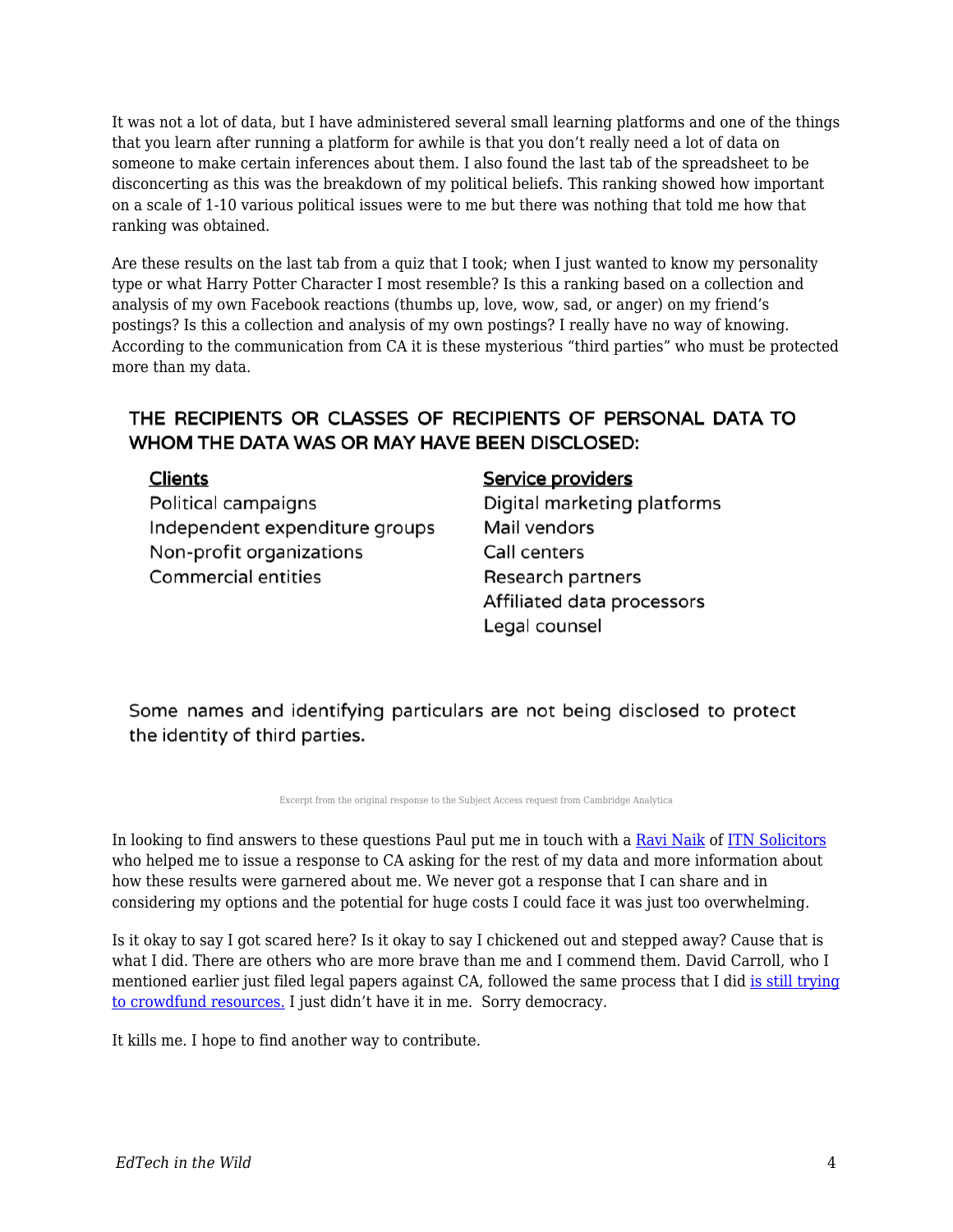It was not a lot of data, but I have administered several small learning platforms and one of the things that you learn after running a platform for awhile is that you don't really need a lot of data on someone to make certain inferences about them. I also found the last tab of the spreadsheet to be disconcerting as this was the breakdown of my political beliefs. This ranking showed how important on a scale of 1-10 various political issues were to me but there was nothing that told me how that ranking was obtained.

Are these results on the last tab from a quiz that I took; when I just wanted to know my personality type or what Harry Potter Character I most resemble? Is this a ranking based on a collection and analysis of my own Facebook reactions (thumbs up, love, wow, sad, or anger) on my friend's postings? Is this a collection and analysis of my own postings? I really have no way of knowing. According to the communication from CA it is these mysterious "third parties" who must be protected more than my data.

**THE RECIPIENTS OR CLASSES OF RECIPIENTS OF PERSONAL DATA TO WHOM THE DATA WAS OR MAY HAVE BEEN DISCLOSED:**

**Clients**
Political campaigns
Independent expenditure groups
Non-profit organizations
Commercial entities

**Service providers**
Digital marketing platforms
Mail vendors
Call centers
Research partners
Affiliated data processors
Legal counsel

Some names and identifying particulars are not being disclosed to protect the identity of third parties.

Excerpt from the original response to the Subject Access request from Cambridge Analytica

In looking to find answers to these questions Paul put me in touch with a Ravi Naik of ITN Solicitors who helped me to issue a response to CA asking for the rest of my data and more information about how these results were garnered about me. We never got a response that I can share and in considering my options and the potential for huge costs I could face it was just too overwhelming.

Is it okay to say I got scared here? Is it okay to say I chickened out and stepped away? Cause that is what I did. There are others who are more brave than me and I commend them. David Carroll, who I mentioned earlier just filed legal papers against CA, followed the same process that I did is still trying to crowdfund resources. I just didn't have it in me. Sorry democracy.

It kills me. I hope to find another way to contribute.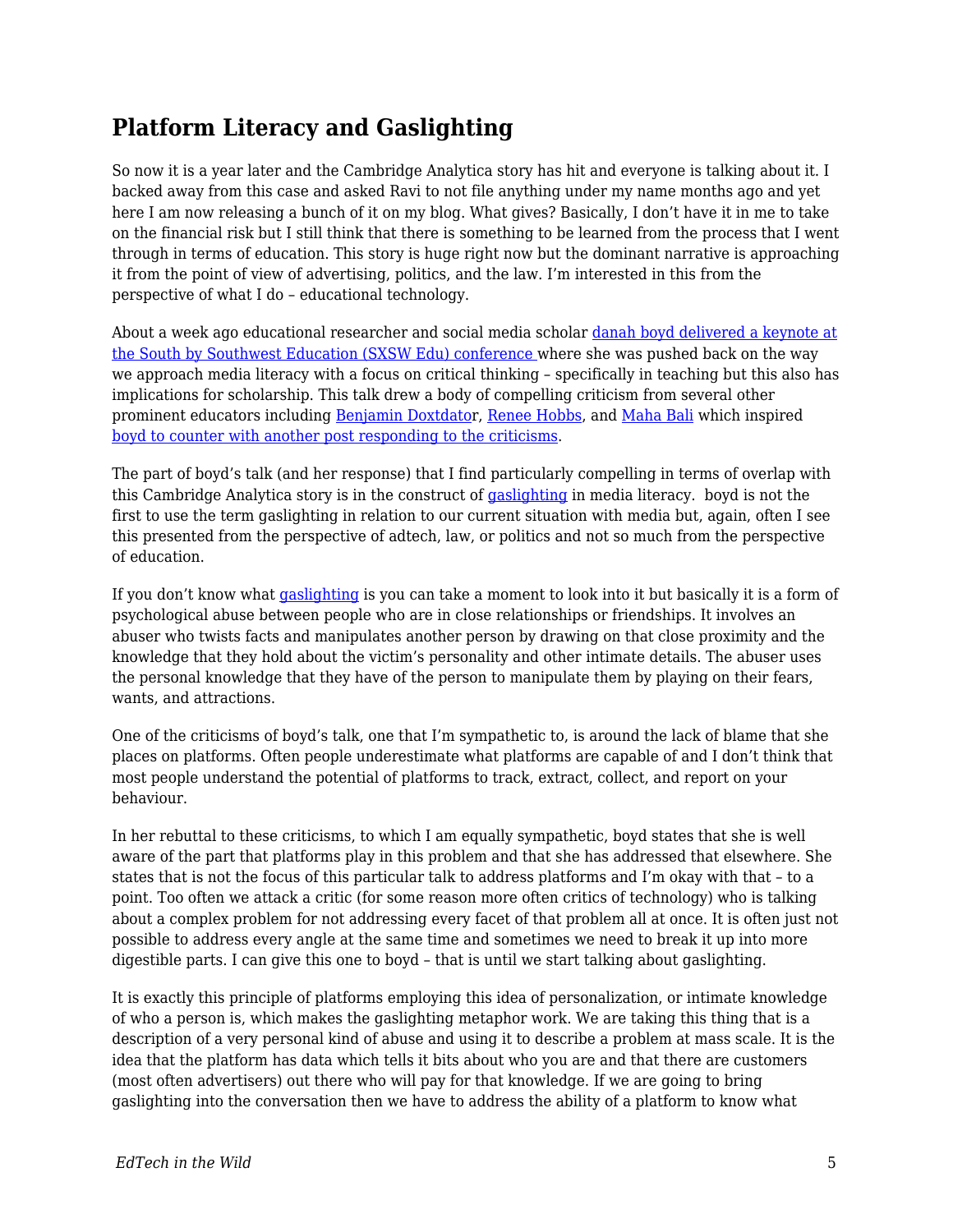## Platform Literacy and Gaslighting

So now it is a year later and the Cambridge Analytica story has hit and everyone is talking about it. I backed away from this case and asked Ravi to not file anything under my name months ago and yet here I am now releasing a bunch of it on my blog. What gives? Basically, I don't have it in me to take on the financial risk but I still think that there is something to be learned from the process that I went through in terms of education. This story is huge right now but the dominant narrative is approaching it from the point of view of advertising, politics, and the law. I'm interested in this from the perspective of what I do – educational technology.

About a week ago educational researcher and social media scholar danah boyd delivered a keynote at the South by Southwest Education (SXSW Edu) conference where she was pushed back on the way we approach media literacy with a focus on critical thinking – specifically in teaching but this also has implications for scholarship. This talk drew a body of compelling criticism from several other prominent educators including Benjamin Doxtdator, Renee Hobbs, and Maha Bali which inspired boyd to counter with another post responding to the criticisms.

The part of boyd's talk (and her response) that I find particularly compelling in terms of overlap with this Cambridge Analytica story is in the construct of gaslighting in media literacy.  boyd is not the first to use the term gaslighting in relation to our current situation with media but, again, often I see this presented from the perspective of adtech, law, or politics and not so much from the perspective of education.

If you don't know what gaslighting is you can take a moment to look into it but basically it is a form of psychological abuse between people who are in close relationships or friendships. It involves an abuser who twists facts and manipulates another person by drawing on that close proximity and the knowledge that they hold about the victim's personality and other intimate details. The abuser uses the personal knowledge that they have of the person to manipulate them by playing on their fears, wants, and attractions.

One of the criticisms of boyd's talk, one that I'm sympathetic to, is around the lack of blame that she places on platforms. Often people underestimate what platforms are capable of and I don't think that most people understand the potential of platforms to track, extract, collect, and report on your behaviour.

In her rebuttal to these criticisms, to which I am equally sympathetic, boyd states that she is well aware of the part that platforms play in this problem and that she has addressed that elsewhere. She states that is not the focus of this particular talk to address platforms and I'm okay with that – to a point. Too often we attack a critic (for some reason more often critics of technology) who is talking about a complex problem for not addressing every facet of that problem all at once. It is often just not possible to address every angle at the same time and sometimes we need to break it up into more digestible parts. I can give this one to boyd – that is until we start talking about gaslighting.

It is exactly this principle of platforms employing this idea of personalization, or intimate knowledge of who a person is, which makes the gaslighting metaphor work. We are taking this thing that is a description of a very personal kind of abuse and using it to describe a problem at mass scale. It is the idea that the platform has data which tells it bits about who you are and that there are customers (most often advertisers) out there who will pay for that knowledge. If we are going to bring gaslighting into the conversation then we have to address the ability of a platform to know what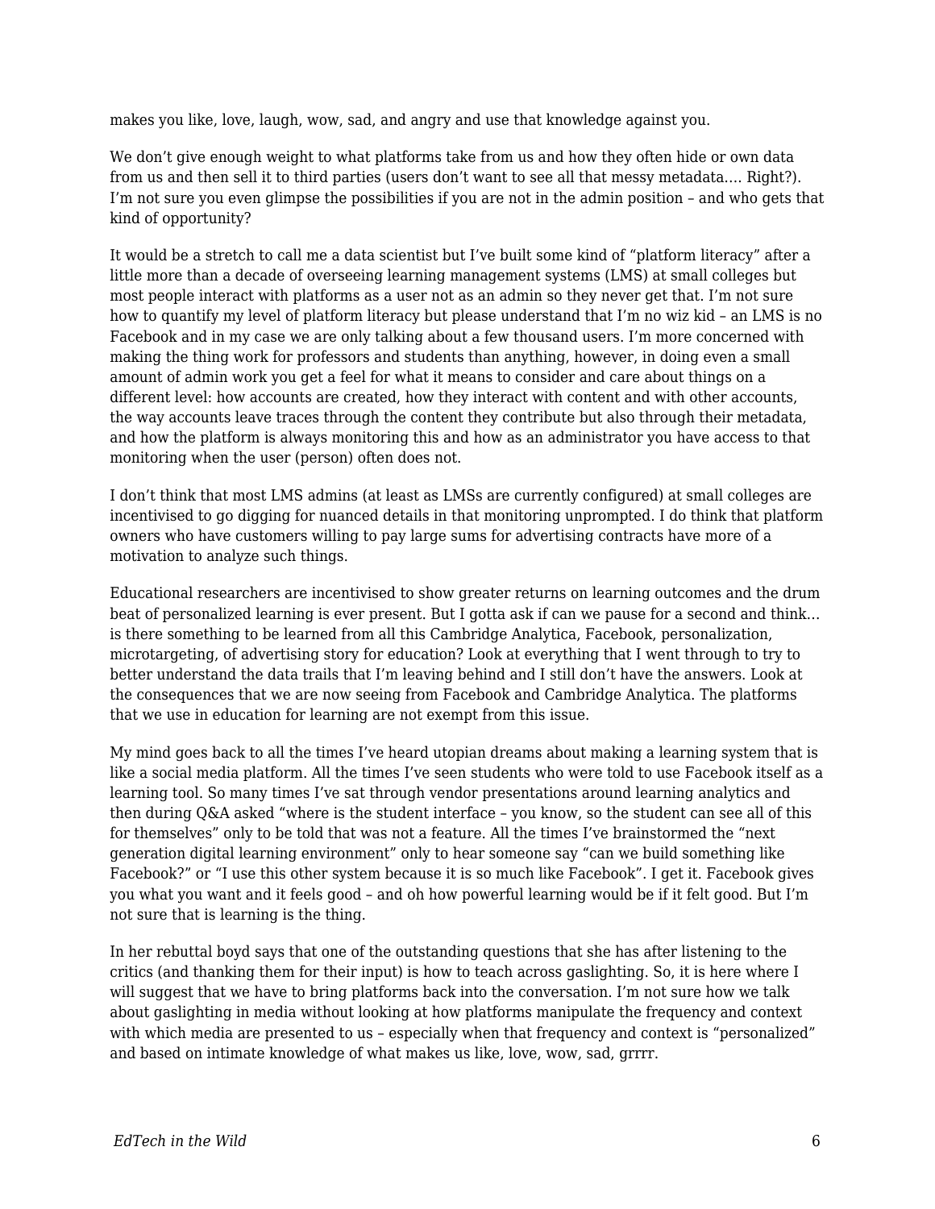makes you like, love, laugh, wow, sad, and angry and use that knowledge against you.

We don't give enough weight to what platforms take from us and how they often hide or own data from us and then sell it to third parties (users don't want to see all that messy metadata…. Right?). I'm not sure you even glimpse the possibilities if you are not in the admin position – and who gets that kind of opportunity?

It would be a stretch to call me a data scientist but I've built some kind of "platform literacy" after a little more than a decade of overseeing learning management systems (LMS) at small colleges but most people interact with platforms as a user not as an admin so they never get that. I'm not sure how to quantify my level of platform literacy but please understand that I'm no wiz kid – an LMS is no Facebook and in my case we are only talking about a few thousand users. I'm more concerned with making the thing work for professors and students than anything, however, in doing even a small amount of admin work you get a feel for what it means to consider and care about things on a different level: how accounts are created, how they interact with content and with other accounts, the way accounts leave traces through the content they contribute but also through their metadata, and how the platform is always monitoring this and how as an administrator you have access to that monitoring when the user (person) often does not.

I don't think that most LMS admins (at least as LMSs are currently configured) at small colleges are incentivised to go digging for nuanced details in that monitoring unprompted. I do think that platform owners who have customers willing to pay large sums for advertising contracts have more of a motivation to analyze such things.

Educational researchers are incentivised to show greater returns on learning outcomes and the drum beat of personalized learning is ever present. But I gotta ask if can we pause for a second and think… is there something to be learned from all this Cambridge Analytica, Facebook, personalization, microtargeting, of advertising story for education? Look at everything that I went through to try to better understand the data trails that I'm leaving behind and I still don't have the answers. Look at the consequences that we are now seeing from Facebook and Cambridge Analytica. The platforms that we use in education for learning are not exempt from this issue.

My mind goes back to all the times I've heard utopian dreams about making a learning system that is like a social media platform. All the times I've seen students who were told to use Facebook itself as a learning tool. So many times I've sat through vendor presentations around learning analytics and then during Q&A asked "where is the student interface – you know, so the student can see all of this for themselves" only to be told that was not a feature. All the times I've brainstormed the "next generation digital learning environment" only to hear someone say "can we build something like Facebook?" or "I use this other system because it is so much like Facebook". I get it. Facebook gives you what you want and it feels good – and oh how powerful learning would be if it felt good. But I'm not sure that is learning is the thing.

In her rebuttal boyd says that one of the outstanding questions that she has after listening to the critics (and thanking them for their input) is how to teach across gaslighting. So, it is here where I will suggest that we have to bring platforms back into the conversation. I'm not sure how we talk about gaslighting in media without looking at how platforms manipulate the frequency and context with which media are presented to us – especially when that frequency and context is "personalized" and based on intimate knowledge of what makes us like, love, wow, sad, grrrr.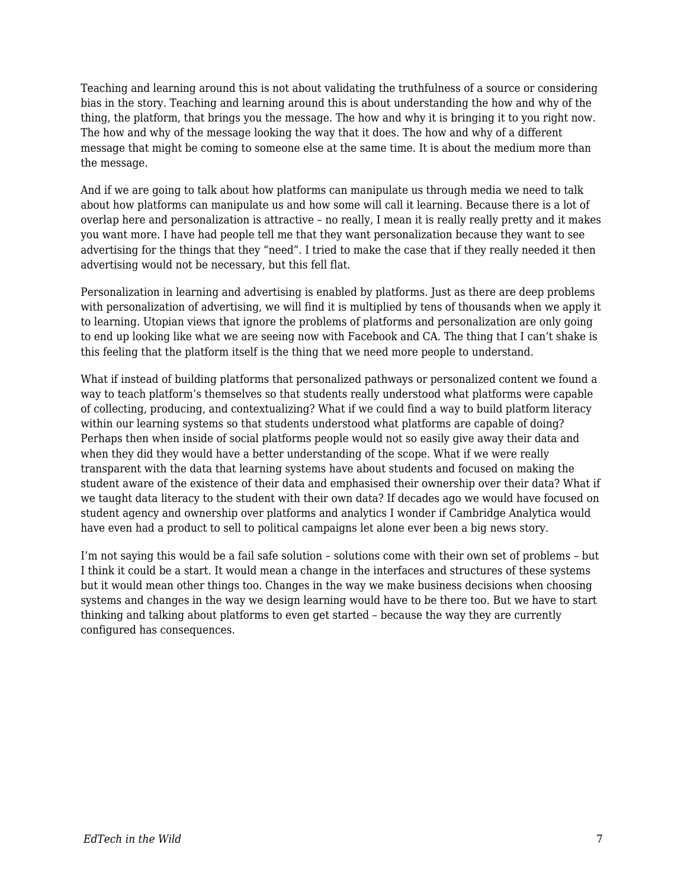Teaching and learning around this is not about validating the truthfulness of a source or considering bias in the story. Teaching and learning around this is about understanding the how and why of the thing, the platform, that brings you the message. The how and why it is bringing it to you right now. The how and why of the message looking the way that it does. The how and why of a different message that might be coming to someone else at the same time. It is about the medium more than the message.

And if we are going to talk about how platforms can manipulate us through media we need to talk about how platforms can manipulate us and how some will call it learning. Because there is a lot of overlap here and personalization is attractive – no really, I mean it is really really pretty and it makes you want more. I have had people tell me that they want personalization because they want to see advertising for the things that they "need". I tried to make the case that if they really needed it then advertising would not be necessary, but this fell flat.

Personalization in learning and advertising is enabled by platforms. Just as there are deep problems with personalization of advertising, we will find it is multiplied by tens of thousands when we apply it to learning. Utopian views that ignore the problems of platforms and personalization are only going to end up looking like what we are seeing now with Facebook and CA. The thing that I can't shake is this feeling that the platform itself is the thing that we need more people to understand.

What if instead of building platforms that personalized pathways or personalized content we found a way to teach platform's themselves so that students really understood what platforms were capable of collecting, producing, and contextualizing? What if we could find a way to build platform literacy within our learning systems so that students understood what platforms are capable of doing? Perhaps then when inside of social platforms people would not so easily give away their data and when they did they would have a better understanding of the scope. What if we were really transparent with the data that learning systems have about students and focused on making the student aware of the existence of their data and emphasised their ownership over their data? What if we taught data literacy to the student with their own data? If decades ago we would have focused on student agency and ownership over platforms and analytics I wonder if Cambridge Analytica would have even had a product to sell to political campaigns let alone ever been a big news story.

I'm not saying this would be a fail safe solution – solutions come with their own set of problems – but I think it could be a start. It would mean a change in the interfaces and structures of these systems but it would mean other things too. Changes in the way we make business decisions when choosing systems and changes in the way we design learning would have to be there too. But we have to start thinking and talking about platforms to even get started – because the way they are currently configured has consequences.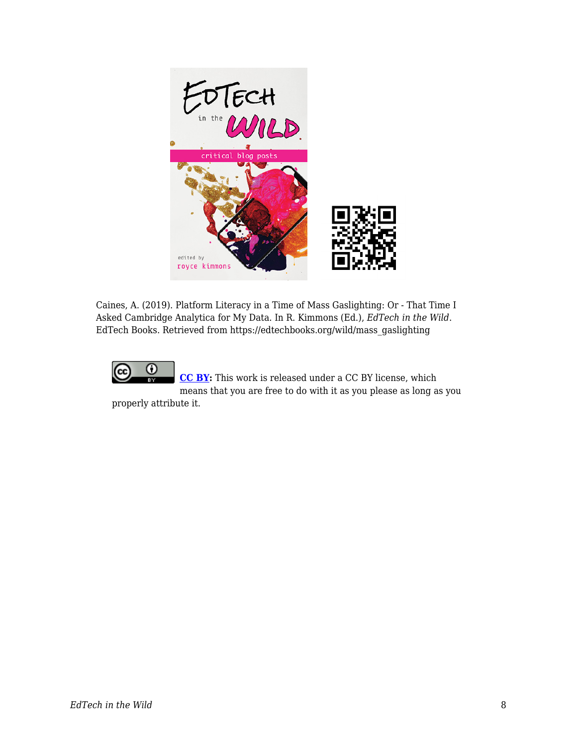Caines, A. (2019). Platform Literacy in a Time of Mass Gaslighting: Or - That Time I Asked Cambridge Analytica for My Data. In R. Kimmons (Ed.), *EdTech in the Wild*. EdTech Books. Retrieved from https://edtechbooks.org/wild/mass_gaslighting

**CC BY:** This work is released under a CC BY license, which means that you are free to do with it as you please as long as you properly attribute it.